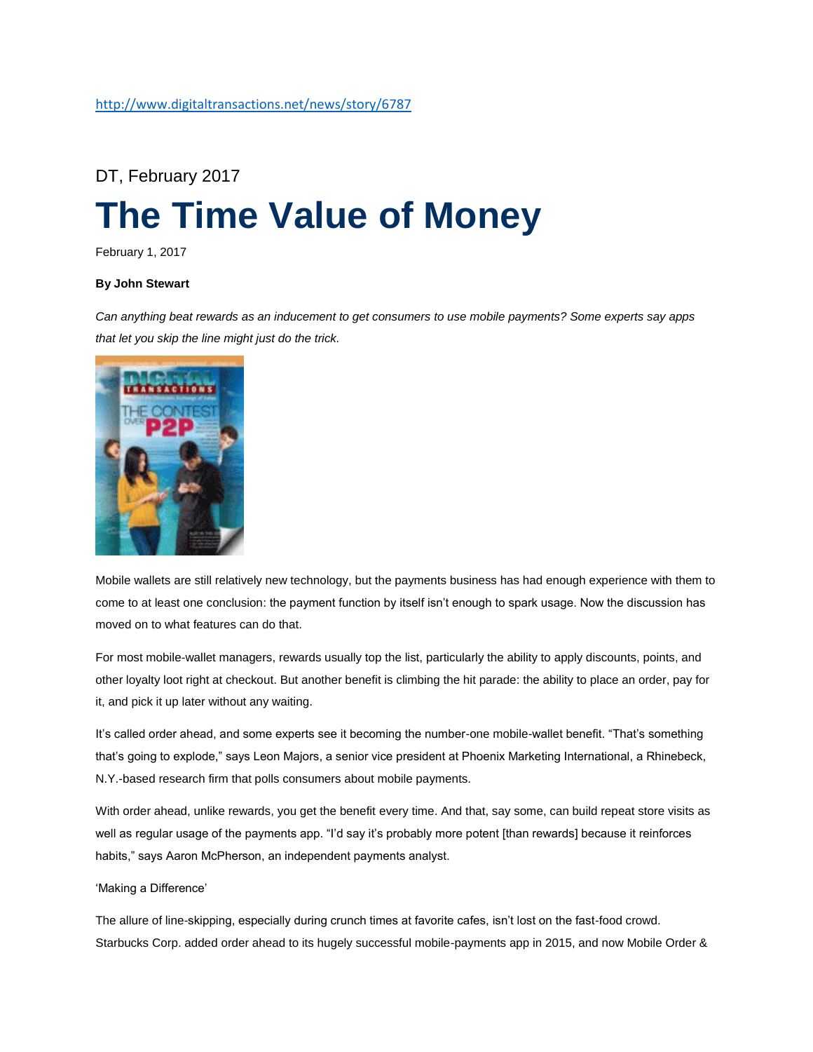http://www.digitaltransactions.net/news/story/6787

DT, February 2017

# The Time Value of Money

February 1, 2017

**By John Stewart**

*Can anything beat rewards as an inducement to get consumers to use mobile payments? Some experts say apps that let you skip the line might just do the trick.*

Mobile wallets are still relatively new technology, but the payments business has had enough experience with them to come to at least one conclusion: the payment function by itself isn't enough to spark usage. Now the discussion has moved on to what features can do that.

For most mobile-wallet managers, rewards usually top the list, particularly the ability to apply discounts, points, and other loyalty loot right at checkout. But another benefit is climbing the hit parade: the ability to place an order, pay for it, and pick it up later without any waiting.

It's called order ahead, and some experts see it becoming the number-one mobile-wallet benefit. "That's something that's going to explode," says Leon Majors, a senior vice president at Phoenix Marketing International, a Rhinebeck, N.Y.-based research firm that polls consumers about mobile payments.

With order ahead, unlike rewards, you get the benefit every time. And that, say some, can build repeat store visits as well as regular usage of the payments app. "I'd say it's probably more potent [than rewards] because it reinforces habits," says Aaron McPherson, an independent payments analyst.

'Making a Difference'

The allure of line-skipping, especially during crunch times at favorite cafes, isn't lost on the fast-food crowd. Starbucks Corp. added order ahead to its hugely successful mobile-payments app in 2015, and now Mobile Order &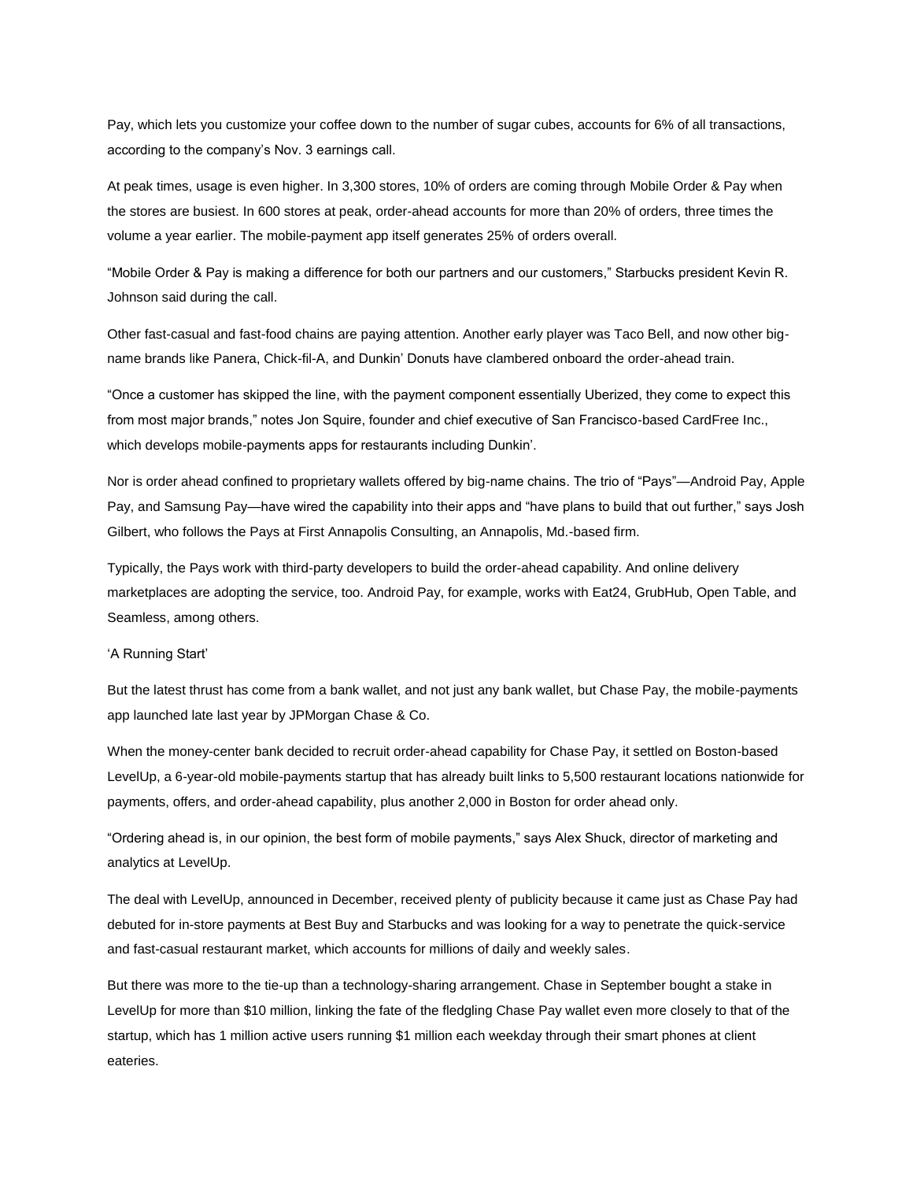Pay, which lets you customize your coffee down to the number of sugar cubes, accounts for 6% of all transactions, according to the company's Nov. 3 earnings call.

At peak times, usage is even higher. In 3,300 stores, 10% of orders are coming through Mobile Order & Pay when the stores are busiest. In 600 stores at peak, order-ahead accounts for more than 20% of orders, three times the volume a year earlier. The mobile-payment app itself generates 25% of orders overall.

"Mobile Order & Pay is making a difference for both our partners and our customers," Starbucks president Kevin R. Johnson said during the call.

Other fast-casual and fast-food chains are paying attention. Another early player was Taco Bell, and now other big-name brands like Panera, Chick-fil-A, and Dunkin' Donuts have clambered onboard the order-ahead train.

"Once a customer has skipped the line, with the payment component essentially Uberized, they come to expect this from most major brands," notes Jon Squire, founder and chief executive of San Francisco-based CardFree Inc., which develops mobile-payments apps for restaurants including Dunkin'.

Nor is order ahead confined to proprietary wallets offered by big-name chains. The trio of "Pays"—Android Pay, Apple Pay, and Samsung Pay—have wired the capability into their apps and "have plans to build that out further," says Josh Gilbert, who follows the Pays at First Annapolis Consulting, an Annapolis, Md.-based firm.

Typically, the Pays work with third-party developers to build the order-ahead capability. And online delivery marketplaces are adopting the service, too. Android Pay, for example, works with Eat24, GrubHub, Open Table, and Seamless, among others.

## 'A Running Start'

But the latest thrust has come from a bank wallet, and not just any bank wallet, but Chase Pay, the mobile-payments app launched late last year by JPMorgan Chase & Co.

When the money-center bank decided to recruit order-ahead capability for Chase Pay, it settled on Boston-based LevelUp, a 6-year-old mobile-payments startup that has already built links to 5,500 restaurant locations nationwide for payments, offers, and order-ahead capability, plus another 2,000 in Boston for order ahead only.

"Ordering ahead is, in our opinion, the best form of mobile payments," says Alex Shuck, director of marketing and analytics at LevelUp.

The deal with LevelUp, announced in December, received plenty of publicity because it came just as Chase Pay had debuted for in-store payments at Best Buy and Starbucks and was looking for a way to penetrate the quick-service and fast-casual restaurant market, which accounts for millions of daily and weekly sales.

But there was more to the tie-up than a technology-sharing arrangement. Chase in September bought a stake in LevelUp for more than $10 million, linking the fate of the fledgling Chase Pay wallet even more closely to that of the startup, which has 1 million active users running $1 million each weekday through their smart phones at client eateries.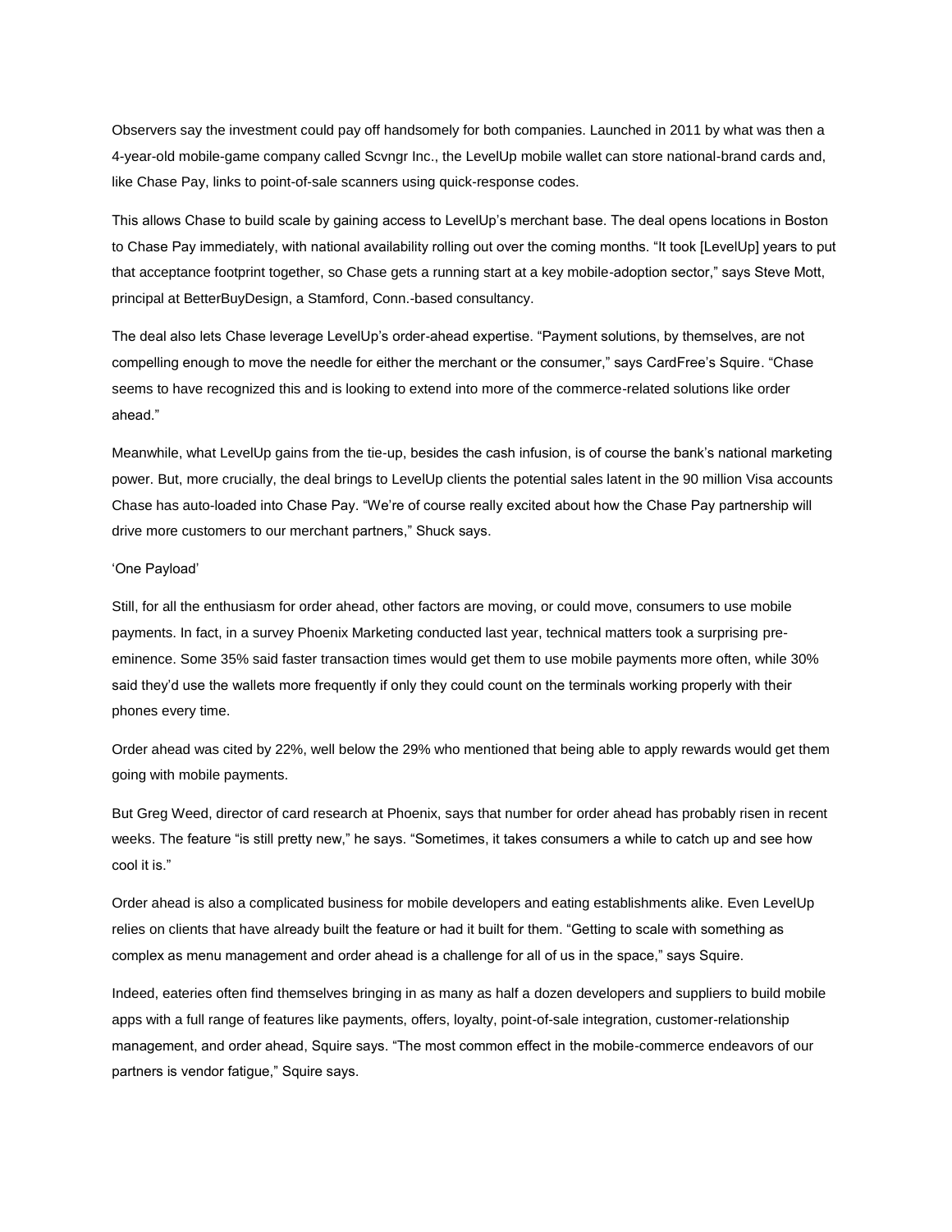Observers say the investment could pay off handsomely for both companies. Launched in 2011 by what was then a 4-year-old mobile-game company called Scvngr Inc., the LevelUp mobile wallet can store national-brand cards and, like Chase Pay, links to point-of-sale scanners using quick-response codes.

This allows Chase to build scale by gaining access to LevelUp's merchant base. The deal opens locations in Boston to Chase Pay immediately, with national availability rolling out over the coming months. "It took [LevelUp] years to put that acceptance footprint together, so Chase gets a running start at a key mobile-adoption sector," says Steve Mott, principal at BetterBuyDesign, a Stamford, Conn.-based consultancy.

The deal also lets Chase leverage LevelUp's order-ahead expertise. "Payment solutions, by themselves, are not compelling enough to move the needle for either the merchant or the consumer," says CardFree's Squire. "Chase seems to have recognized this and is looking to extend into more of the commerce-related solutions like order ahead."

Meanwhile, what LevelUp gains from the tie-up, besides the cash infusion, is of course the bank's national marketing power. But, more crucially, the deal brings to LevelUp clients the potential sales latent in the 90 million Visa accounts Chase has auto-loaded into Chase Pay. "We're of course really excited about how the Chase Pay partnership will drive more customers to our merchant partners," Shuck says.

## 'One Payload'

Still, for all the enthusiasm for order ahead, other factors are moving, or could move, consumers to use mobile payments. In fact, in a survey Phoenix Marketing conducted last year, technical matters took a surprising pre-eminence. Some 35% said faster transaction times would get them to use mobile payments more often, while 30% said they'd use the wallets more frequently if only they could count on the terminals working properly with their phones every time.

Order ahead was cited by 22%, well below the 29% who mentioned that being able to apply rewards would get them going with mobile payments.

But Greg Weed, director of card research at Phoenix, says that number for order ahead has probably risen in recent weeks. The feature "is still pretty new," he says. "Sometimes, it takes consumers a while to catch up and see how cool it is."

Order ahead is also a complicated business for mobile developers and eating establishments alike. Even LevelUp relies on clients that have already built the feature or had it built for them. "Getting to scale with something as complex as menu management and order ahead is a challenge for all of us in the space," says Squire.

Indeed, eateries often find themselves bringing in as many as half a dozen developers and suppliers to build mobile apps with a full range of features like payments, offers, loyalty, point-of-sale integration, customer-relationship management, and order ahead, Squire says. "The most common effect in the mobile-commerce endeavors of our partners is vendor fatigue," Squire says.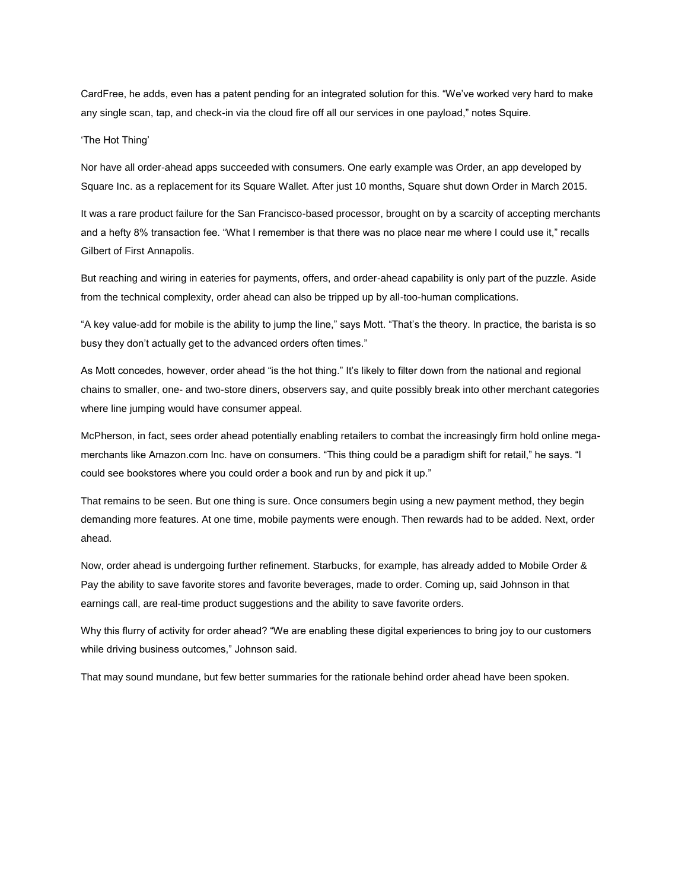CardFree, he adds, even has a patent pending for an integrated solution for this. “We’ve worked very hard to make any single scan, tap, and check-in via the cloud fire off all our services in one payload,” notes Squire.

## ‘The Hot Thing’

Nor have all order-ahead apps succeeded with consumers. One early example was Order, an app developed by Square Inc. as a replacement for its Square Wallet. After just 10 months, Square shut down Order in March 2015.

It was a rare product failure for the San Francisco-based processor, brought on by a scarcity of accepting merchants and a hefty 8% transaction fee. “What I remember is that there was no place near me where I could use it,” recalls Gilbert of First Annapolis.

But reaching and wiring in eateries for payments, offers, and order-ahead capability is only part of the puzzle. Aside from the technical complexity, order ahead can also be tripped up by all-too-human complications.

“A key value-add for mobile is the ability to jump the line,” says Mott. “That’s the theory. In practice, the barista is so busy they don’t actually get to the advanced orders often times.”

As Mott concedes, however, order ahead “is the hot thing.” It’s likely to filter down from the national and regional chains to smaller, one- and two-store diners, observers say, and quite possibly break into other merchant categories where line jumping would have consumer appeal.

McPherson, in fact, sees order ahead potentially enabling retailers to combat the increasingly firm hold online mega-merchants like Amazon.com Inc. have on consumers. “This thing could be a paradigm shift for retail,” he says. “I could see bookstores where you could order a book and run by and pick it up.”

That remains to be seen. But one thing is sure. Once consumers begin using a new payment method, they begin demanding more features. At one time, mobile payments were enough. Then rewards had to be added. Next, order ahead.

Now, order ahead is undergoing further refinement. Starbucks, for example, has already added to Mobile Order & Pay the ability to save favorite stores and favorite beverages, made to order. Coming up, said Johnson in that earnings call, are real-time product suggestions and the ability to save favorite orders.

Why this flurry of activity for order ahead? “We are enabling these digital experiences to bring joy to our customers while driving business outcomes,” Johnson said.

That may sound mundane, but few better summaries for the rationale behind order ahead have been spoken.